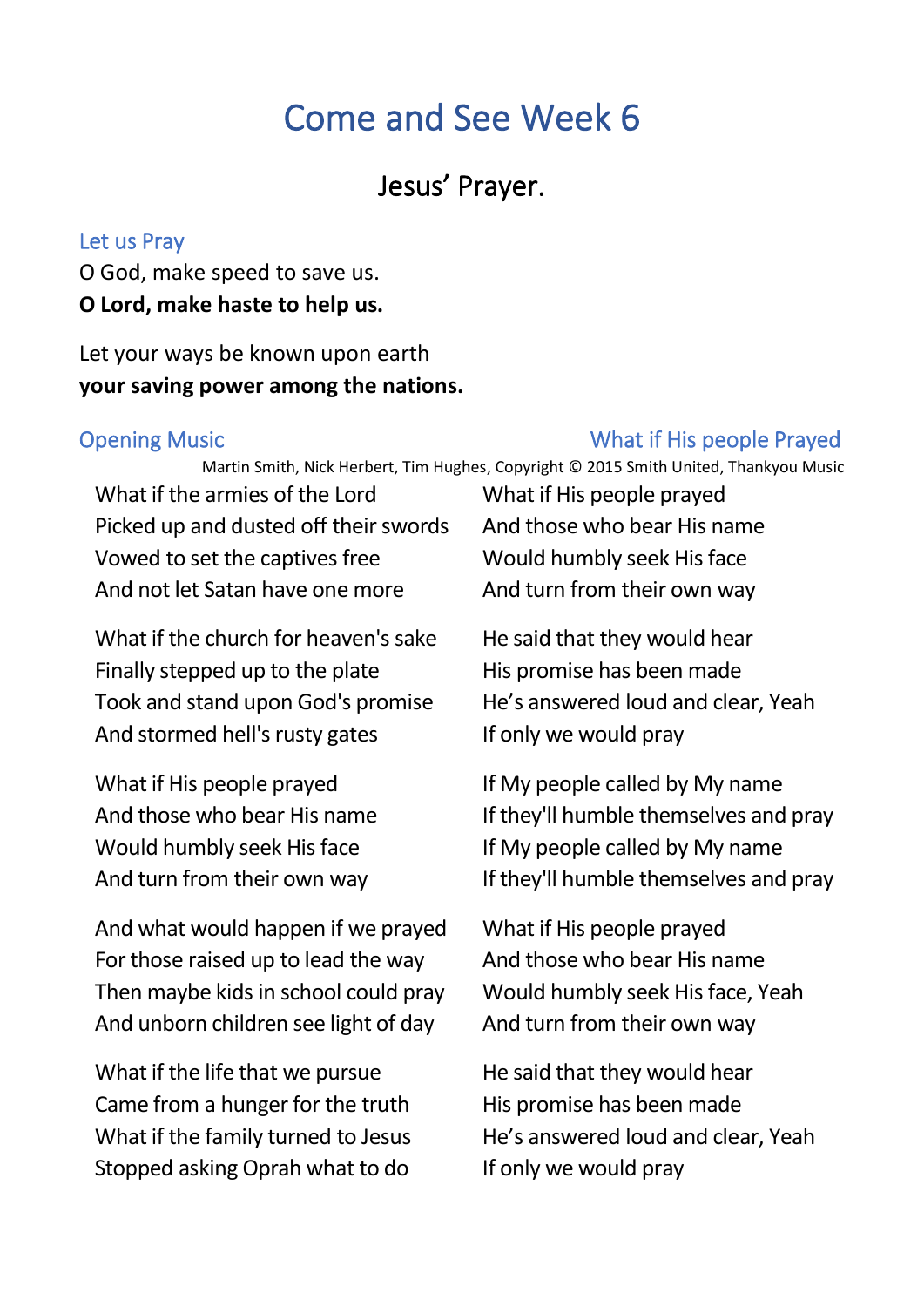# Come and See Week 6

## Jesus' Prayer.

### Let us Pray

O God, make speed to save us.
**O Lord, make haste to help us.**

Let your ways be known upon earth
**your saving power among the nations.**

### Opening Music

### What if His people Prayed

Martin Smith, Nick Herbert, Tim Hughes, Copyright © 2015 Smith United, Thankyou Music

What if the armies of the Lord
Picked up and dusted off their swords
Vowed to set the captives free
And not let Satan have one more

What if the church for heaven's sake
Finally stepped up to the plate
Took and stand upon God's promise
And stormed hell's rusty gates

What if His people prayed
And those who bear His name
Would humbly seek His face
And turn from their own way

And what would happen if we prayed
For those raised up to lead the way
Then maybe kids in school could pray
And unborn children see light of day

What if the life that we pursue
Came from a hunger for the truth
What if the family turned to Jesus
Stopped asking Oprah what to do

What if His people prayed
And those who bear His name
Would humbly seek His face
And turn from their own way

He said that they would hear
His promise has been made
He's answered loud and clear, Yeah
If only we would pray

If My people called by My name
If they'll humble themselves and pray
If My people called by My name
If they'll humble themselves and pray

What if His people prayed
And those who bear His name
Would humbly seek His face, Yeah
And turn from their own way

He said that they would hear
His promise has been made
He's answered loud and clear, Yeah
If only we would pray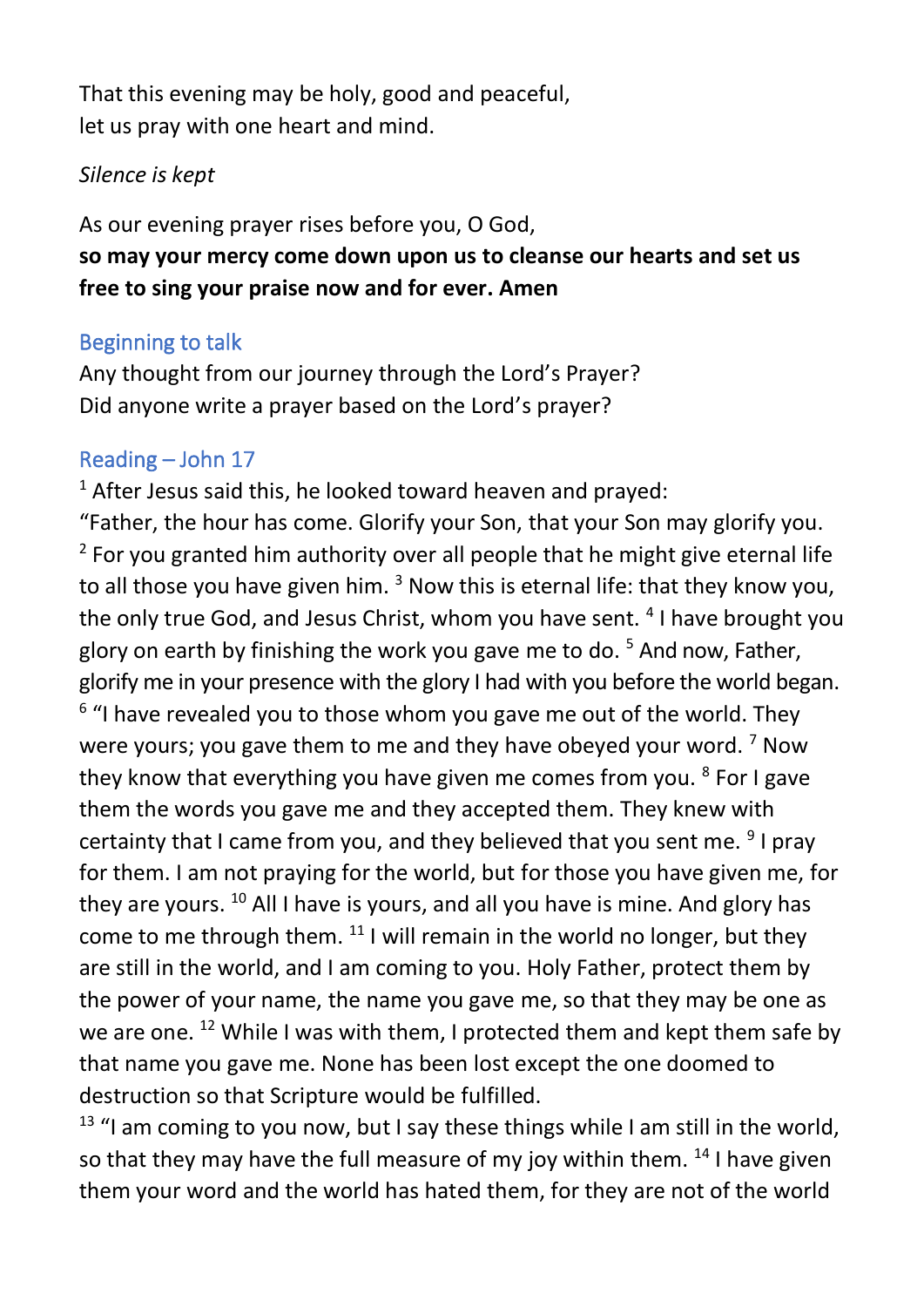That this evening may be holy, good and peaceful,
let us pray with one heart and mind.

*Silence is kept*

As our evening prayer rises before you, O God,
**so may your mercy come down upon us to cleanse our hearts and set us free to sing your praise now and for ever. Amen**

## Beginning to talk

Any thought from our journey through the Lord's Prayer?
Did anyone write a prayer based on the Lord's prayer?

## Reading – John 17

[1] After Jesus said this, he looked toward heaven and prayed:
"Father, the hour has come. Glorify your Son, that your Son may glorify you. [2] For you granted him authority over all people that he might give eternal life to all those you have given him. [3] Now this is eternal life: that they know you, the only true God, and Jesus Christ, whom you have sent. [4] I have brought you glory on earth by finishing the work you gave me to do. [5] And now, Father, glorify me in your presence with the glory I had with you before the world began.
[6] "I have revealed you to those whom you gave me out of the world. They were yours; you gave them to me and they have obeyed your word. [7] Now they know that everything you have given me comes from you. [8] For I gave them the words you gave me and they accepted them. They knew with certainty that I came from you, and they believed that you sent me. [9] I pray for them. I am not praying for the world, but for those you have given me, for they are yours. [10] All I have is yours, and all you have is mine. And glory has come to me through them. [11] I will remain in the world no longer, but they are still in the world, and I am coming to you. Holy Father, protect them by the power of your name, the name you gave me, so that they may be one as we are one. [12] While I was with them, I protected them and kept them safe by that name you gave me. None has been lost except the one doomed to destruction so that Scripture would be fulfilled.
[13] "I am coming to you now, but I say these things while I am still in the world, so that they may have the full measure of my joy within them. [14] I have given them your word and the world has hated them, for they are not of the world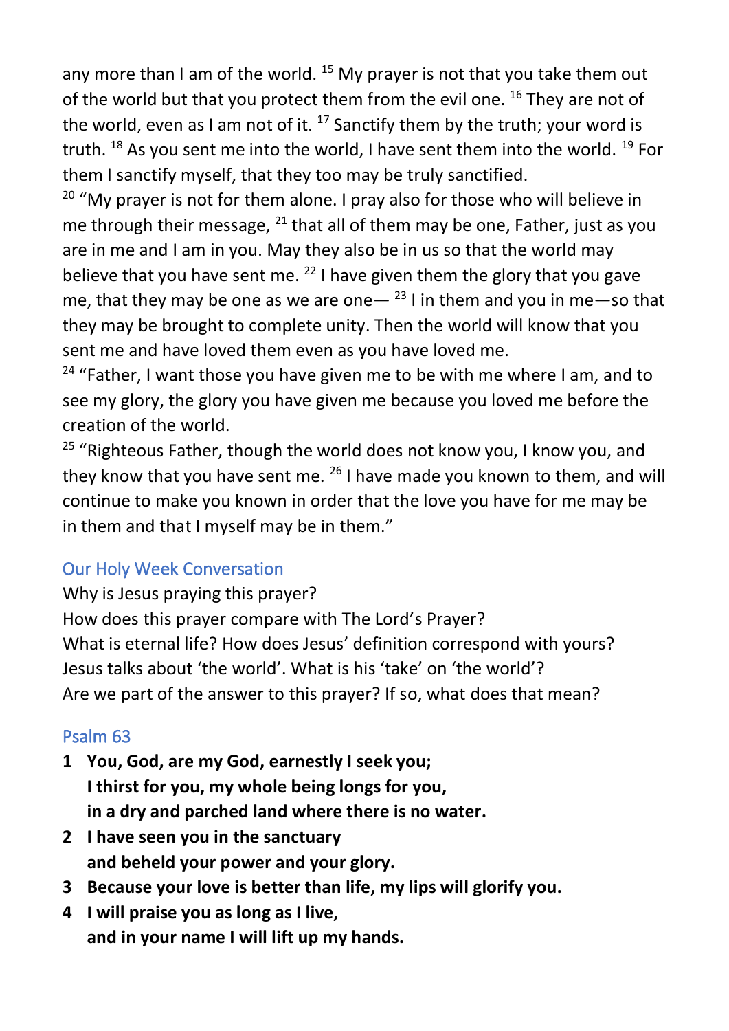any more than I am of the world. [15] My prayer is not that you take them out of the world but that you protect them from the evil one. [16] They are not of the world, even as I am not of it. [17] Sanctify them by the truth; your word is truth. [18] As you sent me into the world, I have sent them into the world. [19] For them I sanctify myself, that they too may be truly sanctified.

[20] "My prayer is not for them alone. I pray also for those who will believe in me through their message, [21] that all of them may be one, Father, just as you are in me and I am in you. May they also be in us so that the world may believe that you have sent me. [22] I have given them the glory that you gave me, that they may be one as we are one— [23] I in them and you in me—so that they may be brought to complete unity. Then the world will know that you sent me and have loved them even as you have loved me.

[24] "Father, I want those you have given me to be with me where I am, and to see my glory, the glory you have given me because you loved me before the creation of the world.

[25] "Righteous Father, though the world does not know you, I know you, and they know that you have sent me. [26] I have made you known to them, and will continue to make you known in order that the love you have for me may be in them and that I myself may be in them."

## Our Holy Week Conversation

Why is Jesus praying this prayer?
How does this prayer compare with The Lord's Prayer?
What is eternal life? How does Jesus' definition correspond with yours?
Jesus talks about 'the world'. What is his 'take' on 'the world'?
Are we part of the answer to this prayer? If so, what does that mean?

## Psalm 63

1. **You, God, are my God, earnestly I seek you;**
   **I thirst for you, my whole being longs for you,**
   **in a dry and parched land where there is no water.**
2. **I have seen you in the sanctuary**
   **and beheld your power and your glory.**
3. **Because your love is better than life, my lips will glorify you.**
4. **I will praise you as long as I live,**
   **and in your name I will lift up my hands.**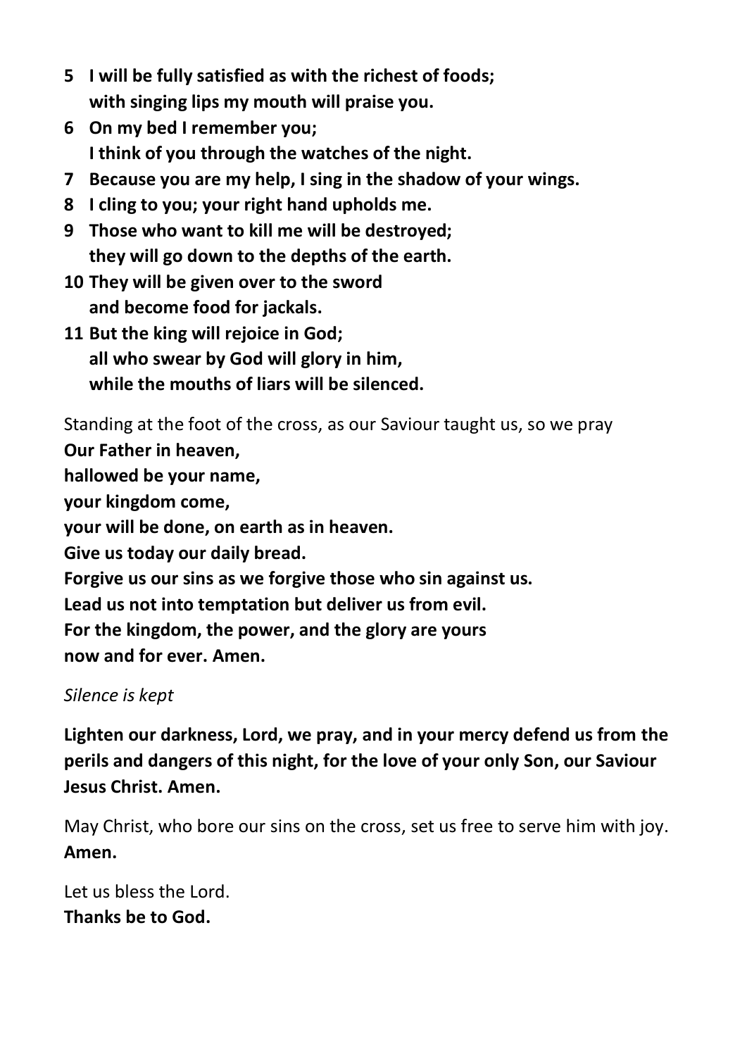**5 I will be fully satisfied as with the richest of foods;**
**with singing lips my mouth will praise you.**

**6 On my bed I remember you;**
**I think of you through the watches of the night.**

**7 Because you are my help, I sing in the shadow of your wings.**

**8 I cling to you; your right hand upholds me.**

**9 Those who want to kill me will be destroyed;**
**they will go down to the depths of the earth.**

**10 They will be given over to the sword**
**and become food for jackals.**

**11 But the king will rejoice in God;**
**all who swear by God will glory in him,**
**while the mouths of liars will be silenced.**

Standing at the foot of the cross, as our Saviour taught us, so we pray

**Our Father in heaven,**
**hallowed be your name,**
**your kingdom come,**
**your will be done, on earth as in heaven.**
**Give us today our daily bread.**
**Forgive us our sins as we forgive those who sin against us.**
**Lead us not into temptation but deliver us from evil.**
**For the kingdom, the power, and the glory are yours**
**now and for ever. Amen.**

*Silence is kept*

**Lighten our darkness, Lord, we pray, and in your mercy defend us from the perils and dangers of this night, for the love of your only Son, our Saviour Jesus Christ. Amen.**

May Christ, who bore our sins on the cross, set us free to serve him with joy.
**Amen.**

Let us bless the Lord.
**Thanks be to God.**